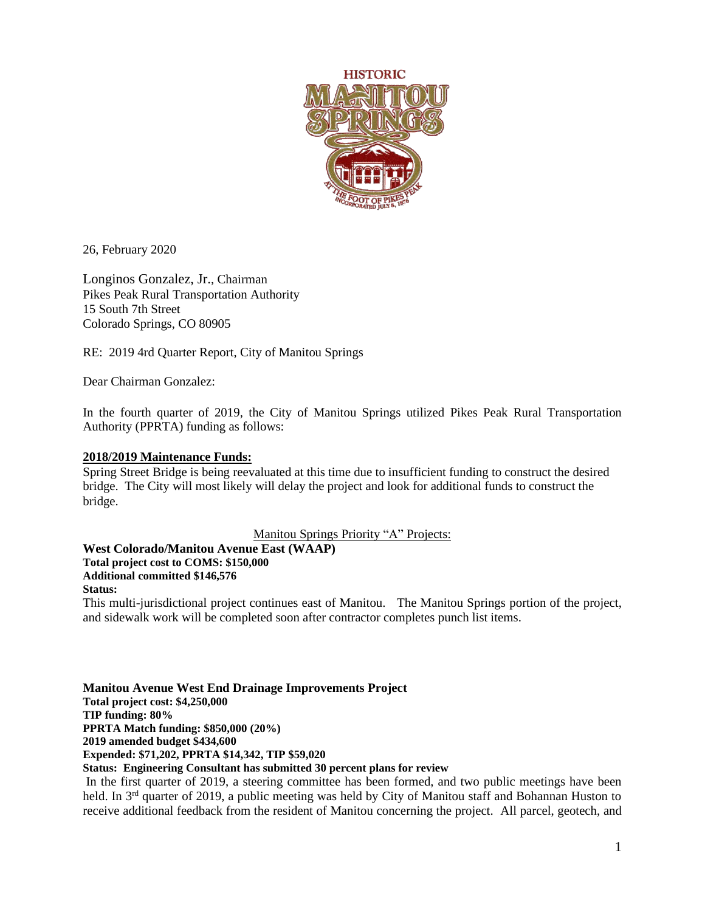26, February 2020

Longinos Gonzalez, Jr., Chairman
Pikes Peak Rural Transportation Authority
15 South 7th Street
Colorado Springs, CO 80905

RE: 2019 4rd Quarter Report, City of Manitou Springs

Dear Chairman Gonzalez:

In the fourth quarter of 2019, the City of Manitou Springs utilized Pikes Peak Rural Transportation Authority (PPRTA) funding as follows:

**2018/2019 Maintenance Funds:**

Spring Street Bridge is being reevaluated at this time due to insufficient funding to construct the desired bridge. The City will most likely will delay the project and look for additional funds to construct the bridge.

Manitou Springs Priority "A" Projects:

**West Colorado/Manitou Avenue East (WAAP)**
**Total project cost to COMS: $150,000**
**Additional committed $146,576**
**Status:**

This multi-jurisdictional project continues east of Manitou. The Manitou Springs portion of the project, and sidewalk work will be completed soon after contractor completes punch list items.

**Manitou Avenue West End Drainage Improvements Project**
**Total project cost: $4,250,000**
**TIP funding: 80%**
**PPRTA Match funding: $850,000 (20%)**
**2019 amended budget $434,600**
**Expended: $71,202, PPRTA $14,342, TIP $59,020**
**Status: Engineering Consultant has submitted 30 percent plans for review**

In the first quarter of 2019, a steering committee has been formed, and two public meetings have been held. In 3rd quarter of 2019, a public meeting was held by City of Manitou staff and Bohannan Huston to receive additional feedback from the resident of Manitou concerning the project. All parcel, geotech, and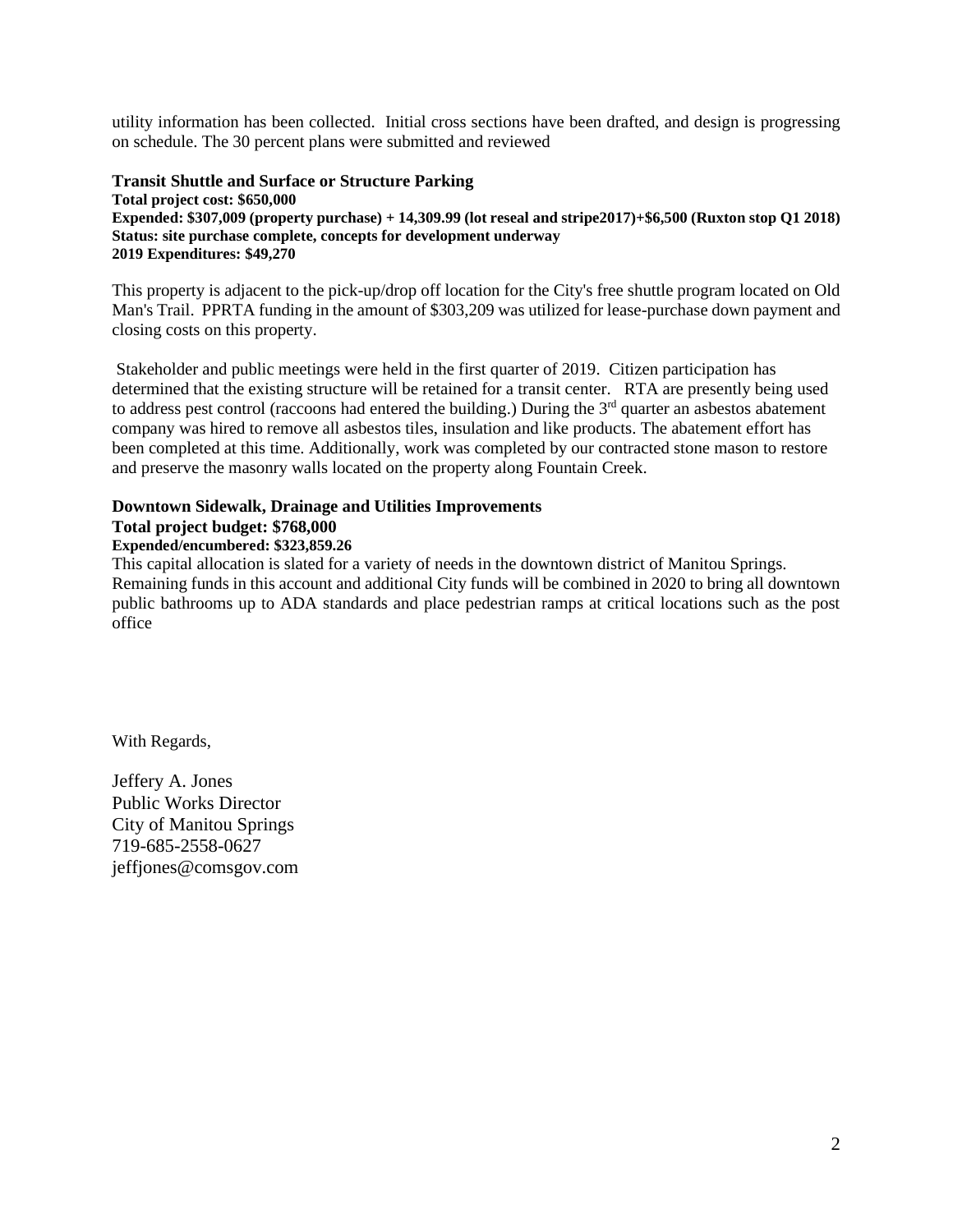utility information has been collected. Initial cross sections have been drafted, and design is progressing on schedule. The 30 percent plans were submitted and reviewed

**Transit Shuttle and Surface or Structure Parking**
**Total project cost: $650,000**
**Expended: $307,009 (property purchase) + 14,309.99 (lot reseal and stripe2017)+$6,500 (Ruxton stop Q1 2018)**
**Status: site purchase complete, concepts for development underway**
**2019 Expenditures: $49,270**

This property is adjacent to the pick-up/drop off location for the City's free shuttle program located on Old Man's Trail. PPRTA funding in the amount of $303,209 was utilized for lease-purchase down payment and closing costs on this property.

Stakeholder and public meetings were held in the first quarter of 2019. Citizen participation has determined that the existing structure will be retained for a transit center. RTA are presently being used to address pest control (raccoons had entered the building.) During the 3rd quarter an asbestos abatement company was hired to remove all asbestos tiles, insulation and like products. The abatement effort has been completed at this time. Additionally, work was completed by our contracted stone mason to restore and preserve the masonry walls located on the property along Fountain Creek.

**Downtown Sidewalk, Drainage and Utilities Improvements**
**Total project budget: $768,000**
**Expended/encumbered: $323,859.26**
This capital allocation is slated for a variety of needs in the downtown district of Manitou Springs. Remaining funds in this account and additional City funds will be combined in 2020 to bring all downtown public bathrooms up to ADA standards and place pedestrian ramps at critical locations such as the post office

With Regards,

Jeffery A. Jones
Public Works Director
City of Manitou Springs
719-685-2558-0627
jeffjones@comsgov.com